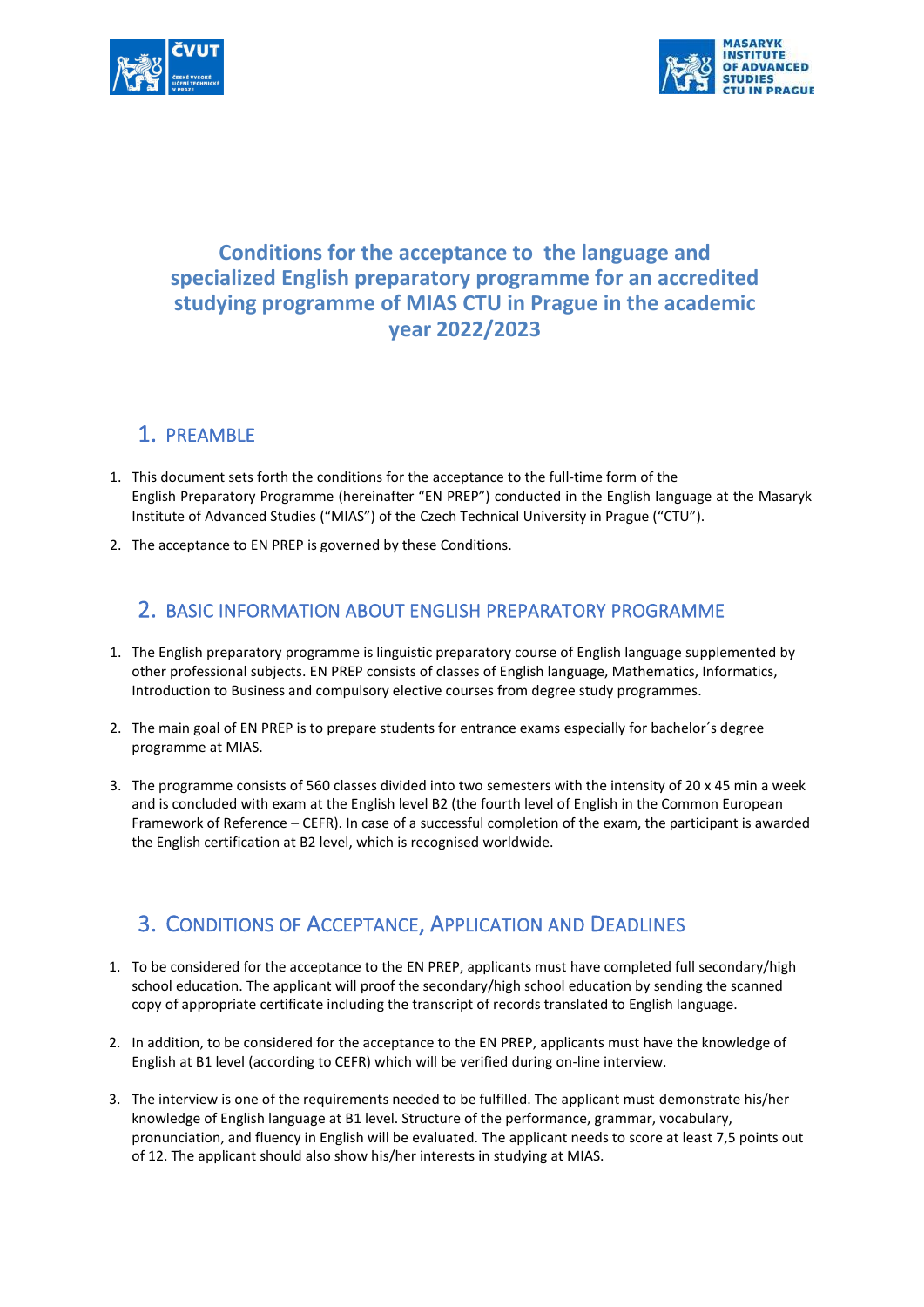# Conditions for the acceptance to the language and specialized English preparatory programme for an accredited studying programme of MIAS CTU in Prague in the academic year 2022/2023

## 1. PREAMBLE

1. This document sets forth the conditions for the acceptance to the full-time form of the English Preparatory Programme (hereinafter "EN PREP") conducted in the English language at the Masaryk Institute of Advanced Studies ("MIAS") of the Czech Technical University in Prague ("CTU").
2. The acceptance to EN PREP is governed by these Conditions.

## 2. BASIC INFORMATION ABOUT ENGLISH PREPARATORY PROGRAMME

1. The English preparatory programme is linguistic preparatory course of English language supplemented by other professional subjects. EN PREP consists of classes of English language, Mathematics, Informatics, Introduction to Business and compulsory elective courses from degree study programmes.
2. The main goal of EN PREP is to prepare students for entrance exams especially for bachelor´s degree programme at MIAS.
3. The programme consists of 560 classes divided into two semesters with the intensity of 20 x 45 min a week and is concluded with exam at the English level B2 (the fourth level of English in the Common European Framework of Reference – CEFR). In case of a successful completion of the exam, the participant is awarded the English certification at B2 level, which is recognised worldwide.

## 3. CONDITIONS OF ACCEPTANCE, APPLICATION AND DEADLINES

1. To be considered for the acceptance to the EN PREP, applicants must have completed full secondary/high school education. The applicant will proof the secondary/high school education by sending the scanned copy of appropriate certificate including the transcript of records translated to English language.
2. In addition, to be considered for the acceptance to the EN PREP, applicants must have the knowledge of English at B1 level (according to CEFR) which will be verified during on-line interview.
3. The interview is one of the requirements needed to be fulfilled. The applicant must demonstrate his/her knowledge of English language at B1 level. Structure of the performance, grammar, vocabulary, pronunciation, and fluency in English will be evaluated. The applicant needs to score at least 7,5 points out of 12. The applicant should also show his/her interests in studying at MIAS.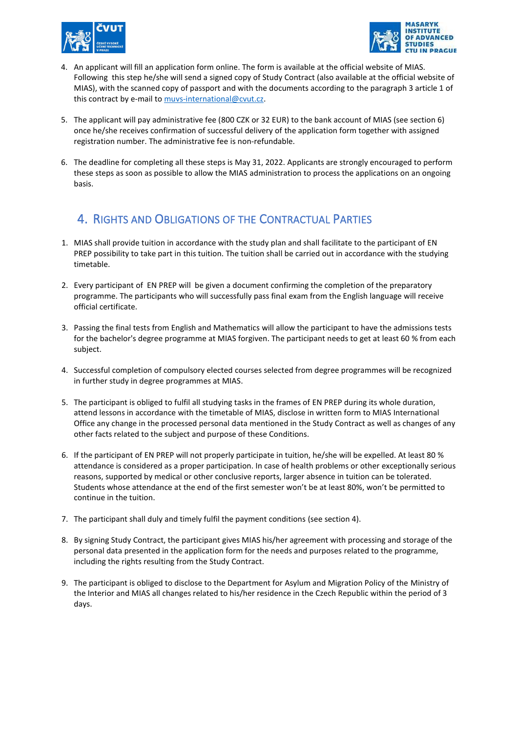4. An applicant will fill an application form online. The form is available at the official website of MIAS. Following this step he/she will send a signed copy of Study Contract (also available at the official website of MIAS), with the scanned copy of passport and with the documents according to the paragraph 3 article 1 of this contract by e-mail to muvs-international@cvut.cz.

5. The applicant will pay administrative fee (800 CZK or 32 EUR) to the bank account of MIAS (see section 6) once he/she receives confirmation of successful delivery of the application form together with assigned registration number. The administrative fee is non-refundable.

6. The deadline for completing all these steps is May 31, 2022. Applicants are strongly encouraged to perform these steps as soon as possible to allow the MIAS administration to process the applications on an ongoing basis.

## 4. Rights and Obligations of the Contractual Parties

1. MIAS shall provide tuition in accordance with the study plan and shall facilitate to the participant of EN PREP possibility to take part in this tuition. The tuition shall be carried out in accordance with the studying timetable.

2. Every participant of EN PREP will be given a document confirming the completion of the preparatory programme. The participants who will successfully pass final exam from the English language will receive official certificate.

3. Passing the final tests from English and Mathematics will allow the participant to have the admissions tests for the bachelor's degree programme at MIAS forgiven. The participant needs to get at least 60 % from each subject.

4. Successful completion of compulsory elected courses selected from degree programmes will be recognized in further study in degree programmes at MIAS.

5. The participant is obliged to fulfil all studying tasks in the frames of EN PREP during its whole duration, attend lessons in accordance with the timetable of MIAS, disclose in written form to MIAS International Office any change in the processed personal data mentioned in the Study Contract as well as changes of any other facts related to the subject and purpose of these Conditions.

6. If the participant of EN PREP will not properly participate in tuition, he/she will be expelled. At least 80 % attendance is considered as a proper participation. In case of health problems or other exceptionally serious reasons, supported by medical or other conclusive reports, larger absence in tuition can be tolerated. Students whose attendance at the end of the first semester won't be at least 80%, won't be permitted to continue in the tuition.

7. The participant shall duly and timely fulfil the payment conditions (see section 4).

8. By signing Study Contract, the participant gives MIAS his/her agreement with processing and storage of the personal data presented in the application form for the needs and purposes related to the programme, including the rights resulting from the Study Contract.

9. The participant is obliged to disclose to the Department for Asylum and Migration Policy of the Ministry of the Interior and MIAS all changes related to his/her residence in the Czech Republic within the period of 3 days.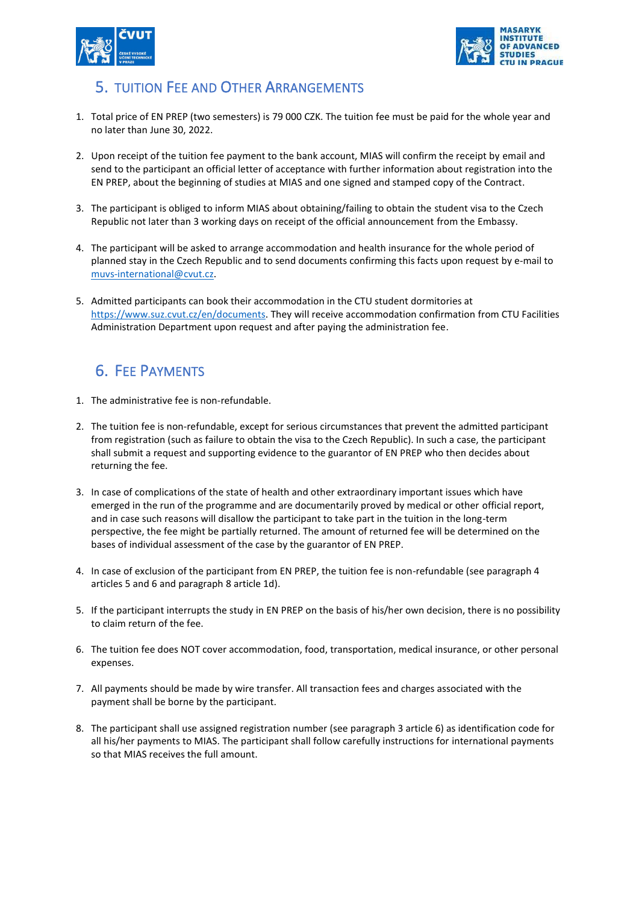## 5. Tuition Fee and Other Arrangements

1. Total price of EN PREP (two semesters) is 79 000 CZK. The tuition fee must be paid for the whole year and no later than June 30, 2022.

2. Upon receipt of the tuition fee payment to the bank account, MIAS will confirm the receipt by email and send to the participant an official letter of acceptance with further information about registration into the EN PREP, about the beginning of studies at MIAS and one signed and stamped copy of the Contract.

3. The participant is obliged to inform MIAS about obtaining/failing to obtain the student visa to the Czech Republic not later than 3 working days on receipt of the official announcement from the Embassy.

4. The participant will be asked to arrange accommodation and health insurance for the whole period of planned stay in the Czech Republic and to send documents confirming this facts upon request by e-mail to muvs-international@cvut.cz.

5. Admitted participants can book their accommodation in the CTU student dormitories at https://www.suz.cvut.cz/en/documents. They will receive accommodation confirmation from CTU Facilities Administration Department upon request and after paying the administration fee.

## 6. Fee Payments

1. The administrative fee is non-refundable.

2. The tuition fee is non-refundable, except for serious circumstances that prevent the admitted participant from registration (such as failure to obtain the visa to the Czech Republic). In such a case, the participant shall submit a request and supporting evidence to the guarantor of EN PREP who then decides about returning the fee.

3. In case of complications of the state of health and other extraordinary important issues which have emerged in the run of the programme and are documentarily proved by medical or other official report, and in case such reasons will disallow the participant to take part in the tuition in the long-term perspective, the fee might be partially returned. The amount of returned fee will be determined on the bases of individual assessment of the case by the guarantor of EN PREP.

4. In case of exclusion of the participant from EN PREP, the tuition fee is non-refundable (see paragraph 4 articles 5 and 6 and paragraph 8 article 1d).

5. If the participant interrupts the study in EN PREP on the basis of his/her own decision, there is no possibility to claim return of the fee.

6. The tuition fee does NOT cover accommodation, food, transportation, medical insurance, or other personal expenses.

7. All payments should be made by wire transfer. All transaction fees and charges associated with the payment shall be borne by the participant.

8. The participant shall use assigned registration number (see paragraph 3 article 6) as identification code for all his/her payments to MIAS. The participant shall follow carefully instructions for international payments so that MIAS receives the full amount.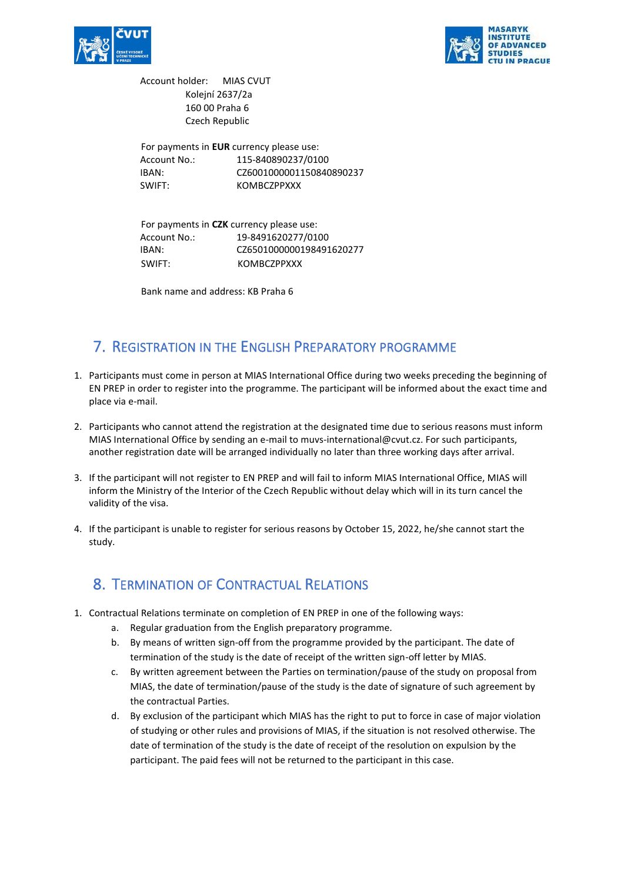Account holder: MIAS CVUT
Kolejní 2637/2a
160 00 Praha 6
Czech Republic

For payments in **EUR** currency please use:
Account No.: 115-840890237/0100
IBAN: CZ6001000001150840890237
SWIFT: KOMBCZPPXXX

For payments in **CZK** currency please use:
Account No.: 19-8491620277/0100
IBAN: CZ6501000000198491620277
SWIFT: KOMBCZPPXXX

Bank name and address: KB Praha 6

## 7. Registration in the English Preparatory programme

1. Participants must come in person at MIAS International Office during two weeks preceding the beginning of EN PREP in order to register into the programme. The participant will be informed about the exact time and place via e-mail.

2. Participants who cannot attend the registration at the designated time due to serious reasons must inform MIAS International Office by sending an e-mail to muvs-international@cvut.cz. For such participants, another registration date will be arranged individually no later than three working days after arrival.

3. If the participant will not register to EN PREP and will fail to inform MIAS International Office, MIAS will inform the Ministry of the Interior of the Czech Republic without delay which will in its turn cancel the validity of the visa.

4. If the participant is unable to register for serious reasons by October 15, 2022, he/she cannot start the study.

## 8. Termination of Contractual Relations

1. Contractual Relations terminate on completion of EN PREP in one of the following ways:
   a. Regular graduation from the English preparatory programme.
   b. By means of written sign-off from the programme provided by the participant. The date of termination of the study is the date of receipt of the written sign-off letter by MIAS.
   c. By written agreement between the Parties on termination/pause of the study on proposal from MIAS, the date of termination/pause of the study is the date of signature of such agreement by the contractual Parties.
   d. By exclusion of the participant which MIAS has the right to put to force in case of major violation of studying or other rules and provisions of MIAS, if the situation is not resolved otherwise. The date of termination of the study is the date of receipt of the resolution on expulsion by the participant. The paid fees will not be returned to the participant in this case.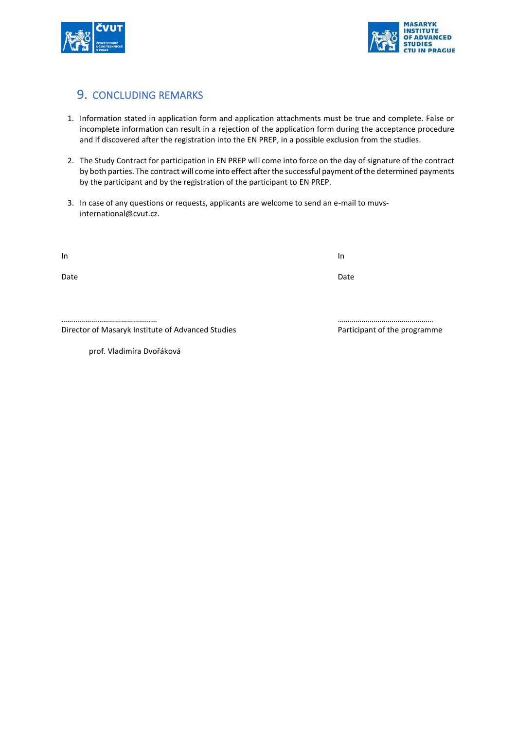## 9. CONCLUDING REMARKS

1. Information stated in application form and application attachments must be true and complete. False or incomplete information can result in a rejection of the application form during the acceptance procedure and if discovered after the registration into the EN PREP, in a possible exclusion from the studies.

2. The Study Contract for participation in EN PREP will come into force on the day of signature of the contract by both parties. The contract will come into effect after the successful payment of the determined payments by the participant and by the registration of the participant to EN PREP.

3. In case of any questions or requests, applicants are welcome to send an e-mail to muvs-international@cvut.cz.

In

Date

…………………………………………
Director of Masaryk Institute of Advanced Studies

prof. Vladimíra Dvořáková

In

Date

…………………………………………
Participant of the programme